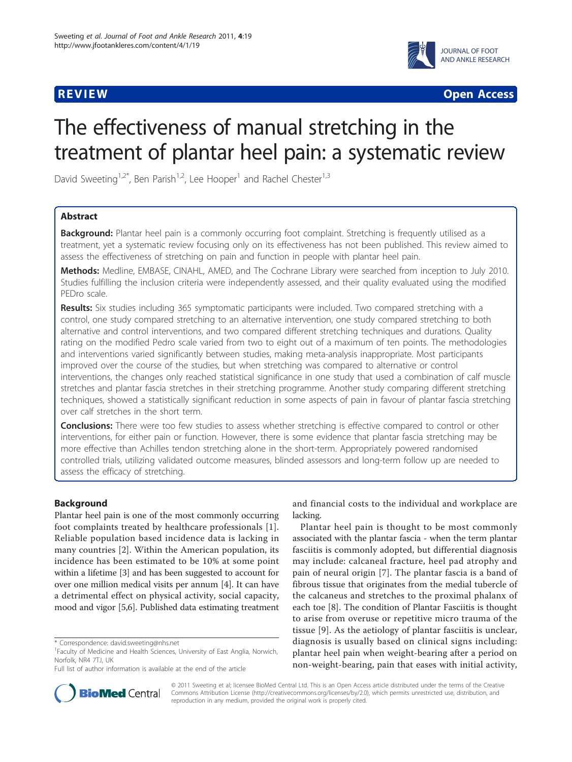**REVIEW** **Open Access**

# The effectiveness of manual stretching in the treatment of plantar heel pain: a systematic review

David Sweeting[1,2*], Ben Parish[1,2], Lee Hooper[1] and Rachel Chester[1,3]

## Abstract

**Background:** Plantar heel pain is a commonly occurring foot complaint. Stretching is frequently utilised as a treatment, yet a systematic review focusing only on its effectiveness has not been published. This review aimed to assess the effectiveness of stretching on pain and function in people with plantar heel pain.

**Methods:** Medline, EMBASE, CINAHL, AMED, and The Cochrane Library were searched from inception to July 2010. Studies fulfilling the inclusion criteria were independently assessed, and their quality evaluated using the modified PEDro scale.

**Results:** Six studies including 365 symptomatic participants were included. Two compared stretching with a control, one study compared stretching to an alternative intervention, one study compared stretching to both alternative and control interventions, and two compared different stretching techniques and durations. Quality rating on the modified Pedro scale varied from two to eight out of a maximum of ten points. The methodologies and interventions varied significantly between studies, making meta-analysis inappropriate. Most participants improved over the course of the studies, but when stretching was compared to alternative or control interventions, the changes only reached statistical significance in one study that used a combination of calf muscle stretches and plantar fascia stretches in their stretching programme. Another study comparing different stretching techniques, showed a statistically significant reduction in some aspects of pain in favour of plantar fascia stretching over calf stretches in the short term.

**Conclusions:** There were too few studies to assess whether stretching is effective compared to control or other interventions, for either pain or function. However, there is some evidence that plantar fascia stretching may be more effective than Achilles tendon stretching alone in the short-term. Appropriately powered randomised controlled trials, utilizing validated outcome measures, blinded assessors and long-term follow up are needed to assess the efficacy of stretching.

## Background

Plantar heel pain is one of the most commonly occurring foot complaints treated by healthcare professionals [1]. Reliable population based incidence data is lacking in many countries [2]. Within the American population, its incidence has been estimated to be 10% at some point within a lifetime [3] and has been suggested to account for over one million medical visits per annum [4]. It can have a detrimental effect on physical activity, social capacity, mood and vigor [5,6]. Published data estimating treatment and financial costs to the individual and workplace are lacking.

Plantar heel pain is thought to be most commonly associated with the plantar fascia - when the term plantar fasciitis is commonly adopted, but differential diagnosis may include: calcaneal fracture, heel pad atrophy and pain of neural origin [7]. The plantar fascia is a band of fibrous tissue that originates from the medial tubercle of the calcaneus and stretches to the proximal phalanx of each toe [8]. The condition of Plantar Fasciitis is thought to arise from overuse or repetitive micro trauma of the tissue [9]. As the aetiology of plantar fasciitis is unclear, diagnosis is usually based on clinical signs including: plantar heel pain when weight-bearing after a period on non-weight-bearing, pain that eases with initial activity,

\* Correspondence: david.sweeting@nhs.net
[1]Faculty of Medicine and Health Sciences, University of East Anglia, Norwich, Norfolk, NR4 7TJ, UK
Full list of author information is available at the end of the article

© 2011 Sweeting et al; licensee BioMed Central Ltd. This is an Open Access article distributed under the terms of the Creative Commons Attribution License (http://creativecommons.org/licenses/by/2.0), which permits unrestricted use, distribution, and reproduction in any medium, provided the original work is properly cited.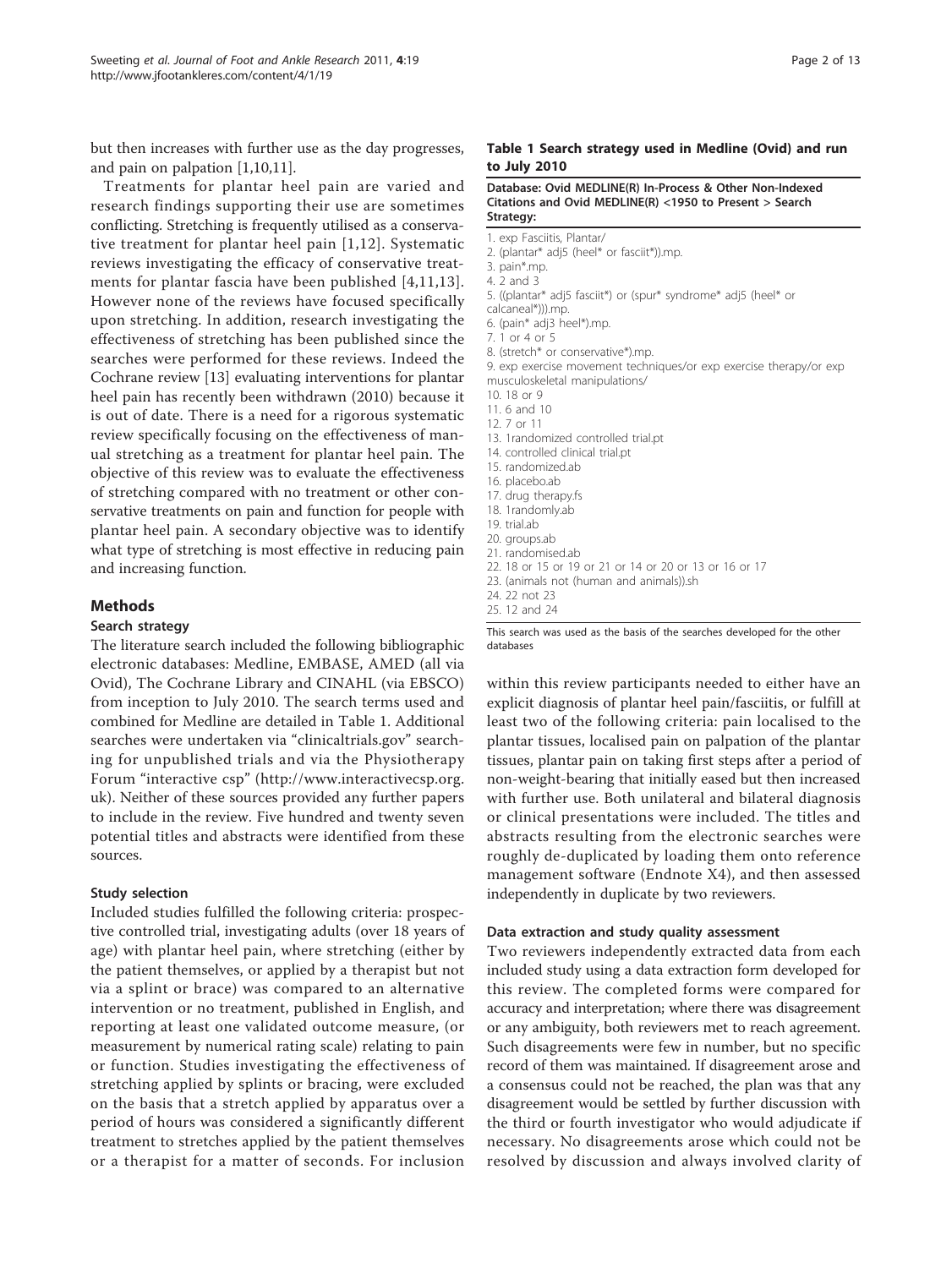but then increases with further use as the day progresses, and pain on palpation [1,10,11].

Treatments for plantar heel pain are varied and research findings supporting their use are sometimes conflicting. Stretching is frequently utilised as a conservative treatment for plantar heel pain [1,12]. Systematic reviews investigating the efficacy of conservative treatments for plantar fascia have been published [4,11,13]. However none of the reviews have focused specifically upon stretching. In addition, research investigating the effectiveness of stretching has been published since the searches were performed for these reviews. Indeed the Cochrane review [13] evaluating interventions for plantar heel pain has recently been withdrawn (2010) because it is out of date. There is a need for a rigorous systematic review specifically focusing on the effectiveness of manual stretching as a treatment for plantar heel pain. The objective of this review was to evaluate the effectiveness of stretching compared with no treatment or other conservative treatments on pain and function for people with plantar heel pain. A secondary objective was to identify what type of stretching is most effective in reducing pain and increasing function.

## Methods

### Search strategy

The literature search included the following bibliographic electronic databases: Medline, EMBASE, AMED (all via Ovid), The Cochrane Library and CINAHL (via EBSCO) from inception to July 2010. The search terms used and combined for Medline are detailed in Table 1. Additional searches were undertaken via "clinicaltrials.gov" searching for unpublished trials and via the Physiotherapy Forum "interactive csp" (http://www.interactivecsp.org.uk). Neither of these sources provided any further papers to include in the review. Five hundred and twenty seven potential titles and abstracts were identified from these sources.

**Table 1 Search strategy used in Medline (Ovid) and run to July 2010**

| Database: Ovid MEDLINE(R) In-Process & Other Non-Indexed Citations and Ovid MEDLINE(R) <1950 to Present > Search Strategy: |
|---|
| 1. exp Fasciitis, Plantar/ |
| 2. (plantar* adj5 (heel* or fasciit*)).mp. |
| 3. pain*.mp. |
| 4. 2 and 3 |
| 5. ((plantar* adj5 fasciit*) or (spur* syndrome* adj5 (heel* or calcaneal*))).mp. |
| 6. (pain* adj3 heel*).mp. |
| 7. 1 or 4 or 5 |
| 8. (stretch* or conservative*).mp. |
| 9. exp exercise movement techniques/or exp exercise therapy/or exp musculoskeletal manipulations/ |
| 10. 18 or 9 |
| 11. 6 and 10 |
| 12. 7 or 11 |
| 13. 1randomized controlled trial.pt |
| 14. controlled clinical trial.pt |
| 15. randomized.ab |
| 16. placebo.ab |
| 17. drug therapy.fs |
| 18. 1randomly.ab |
| 19. trial.ab |
| 20. groups.ab |
| 21. randomised.ab |
| 22. 18 or 15 or 19 or 21 or 14 or 20 or 13 or 16 or 17 |
| 23. (animals not (human and animals)).sh |
| 24. 22 not 23 |
| 25. 12 and 24 |

This search was used as the basis of the searches developed for the other databases

### Study selection

Included studies fulfilled the following criteria: prospective controlled trial, investigating adults (over 18 years of age) with plantar heel pain, where stretching (either by the patient themselves, or applied by a therapist but not via a splint or brace) was compared to an alternative intervention or no treatment, published in English, and reporting at least one validated outcome measure, (or measurement by numerical rating scale) relating to pain or function. Studies investigating the effectiveness of stretching applied by splints or bracing, were excluded on the basis that a stretch applied by apparatus over a period of hours was considered a significantly different treatment to stretches applied by the patient themselves or a therapist for a matter of seconds. For inclusion within this review participants needed to either have an explicit diagnosis of plantar heel pain/fasciitis, or fulfill at least two of the following criteria: pain localised to the plantar tissues, localised pain on palpation of the plantar tissues, plantar pain on taking first steps after a period of non-weight-bearing that initially eased but then increased with further use. Both unilateral and bilateral diagnosis or clinical presentations were included. The titles and abstracts resulting from the electronic searches were roughly de-duplicated by loading them onto reference management software (Endnote X4), and then assessed independently in duplicate by two reviewers.

### Data extraction and study quality assessment

Two reviewers independently extracted data from each included study using a data extraction form developed for this review. The completed forms were compared for accuracy and interpretation; where there was disagreement or any ambiguity, both reviewers met to reach agreement. Such disagreements were few in number, but no specific record of them was maintained. If disagreement arose and a consensus could not be reached, the plan was that any disagreement would be settled by further discussion with the third or fourth investigator who would adjudicate if necessary. No disagreements arose which could not be resolved by discussion and always involved clarity of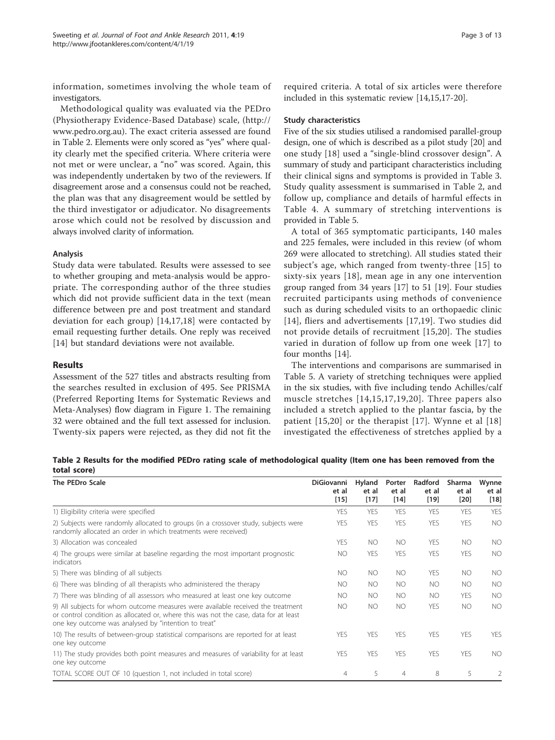information, sometimes involving the whole team of investigators.

Methodological quality was evaluated via the PEDro (Physiotherapy Evidence-Based Database) scale, (http://www.pedro.org.au). The exact criteria assessed are found in Table 2. Elements were only scored as "yes" where quality clearly met the specified criteria. Where criteria were not met or were unclear, a "no" was scored. Again, this was independently undertaken by two of the reviewers. If disagreement arose and a consensus could not be reached, the plan was that any disagreement would be settled by the third investigator or adjudicator. No disagreements arose which could not be resolved by discussion and always involved clarity of information.

### Analysis

Study data were tabulated. Results were assessed to see to whether grouping and meta-analysis would be appropriate. The corresponding author of the three studies which did not provide sufficient data in the text (mean difference between pre and post treatment and standard deviation for each group) [14,17,18] were contacted by email requesting further details. One reply was received [14] but standard deviations were not available.

## Results

Assessment of the 527 titles and abstracts resulting from the searches resulted in exclusion of 495. See PRISMA (Preferred Reporting Items for Systematic Reviews and Meta-Analyses) flow diagram in Figure 1. The remaining 32 were obtained and the full text assessed for inclusion. Twenty-six papers were rejected, as they did not fit the required criteria. A total of six articles were therefore included in this systematic review [14,15,17-20].

### Study characteristics

Five of the six studies utilised a randomised parallel-group design, one of which is described as a pilot study [20] and one study [18] used a "single-blind crossover design". A summary of study and participant characteristics including their clinical signs and symptoms is provided in Table 3. Study quality assessment is summarised in Table 2, and follow up, compliance and details of harmful effects in Table 4. A summary of stretching interventions is provided in Table 5.

A total of 365 symptomatic participants, 140 males and 225 females, were included in this review (of whom 269 were allocated to stretching). All studies stated their subject's age, which ranged from twenty-three [15] to sixty-six years [18], mean age in any one intervention group ranged from 34 years [17] to 51 [19]. Four studies recruited participants using methods of convenience such as during scheduled visits to an orthopaedic clinic [14], fliers and advertisements [17,19]. Two studies did not provide details of recruitment [15,20]. The studies varied in duration of follow up from one week [17] to four months [14].

The interventions and comparisons are summarised in Table 5. A variety of stretching techniques were applied in the six studies, with five including tendo Achilles/calf muscle stretches [14,15,17,19,20]. Three papers also included a stretch applied to the plantar fascia, by the patient [15,20] or the therapist [17]. Wynne et al [18] investigated the effectiveness of stretches applied by a

**Table 2 Results for the modified PEDro rating scale of methodological quality (Item one has been removed from the total score)**

| The PEDro Scale | DiGiovanni et al [15] | Hyland et al [17] | Porter et al [14] | Radford et al [19] | Sharma et al [20] | Wynne et al [18] |
|---|---|---|---|---|---|---|
| 1) Eligibility criteria were specified | YES | YES | YES | YES | YES | YES |
| 2) Subjects were randomly allocated to groups (in a crossover study, subjects were randomly allocated an order in which treatments were received) | YES | YES | YES | YES | YES | NO |
| 3) Allocation was concealed | YES | NO | NO | YES | NO | NO |
| 4) The groups were similar at baseline regarding the most important prognostic indicators | NO | YES | YES | YES | YES | NO |
| 5) There was blinding of all subjects | NO | NO | NO | YES | NO | NO |
| 6) There was blinding of all therapists who administered the therapy | NO | NO | NO | NO | NO | NO |
| 7) There was blinding of all assessors who measured at least one key outcome | NO | NO | NO | NO | YES | NO |
| 9) All subjects for whom outcome measures were available received the treatment or control condition as allocated or, where this was not the case, data for at least one key outcome was analysed by "intention to treat" | NO | NO | NO | YES | NO | NO |
| 10) The results of between-group statistical comparisons are reported for at least one key outcome | YES | YES | YES | YES | YES | YES |
| 11) The study provides both point measures and measures of variability for at least one key outcome | YES | YES | YES | YES | YES | NO |
| TOTAL SCORE OUT OF 10 (question 1, not included in total score) | 4 | 5 | 4 | 8 | 5 | 2 |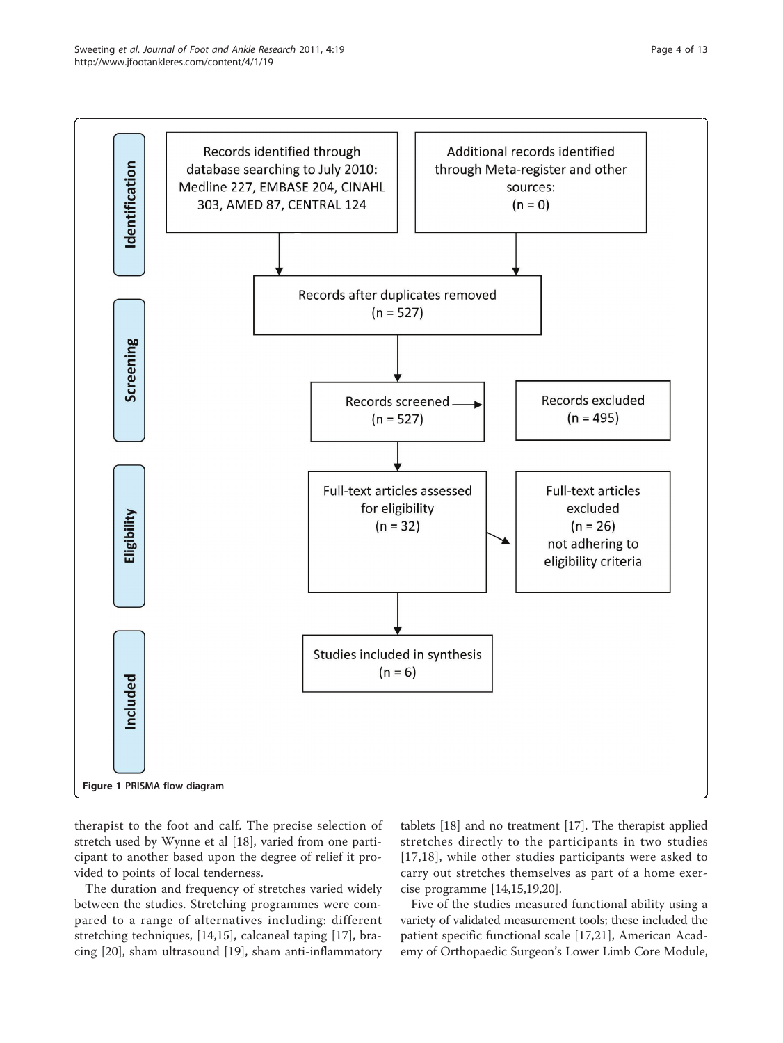**Identification**

Records identified through database searching to July 2010: Medline 227, EMBASE 204, CINAHL 303, AMED 87, CENTRAL 124

Additional records identified through Meta-register and other sources: (n = 0)

Records after duplicates removed (n = 527)

**Screening**

Records screened (n = 527) → Records excluded (n = 495)

**Eligibility**

Full-text articles assessed for eligibility (n = 32) → Full-text articles excluded (n = 26) not adhering to eligibility criteria

**Included**

Studies included in synthesis (n = 6)

**Figure 1 PRISMA flow diagram**

therapist to the foot and calf. The precise selection of stretch used by Wynne et al [18], varied from one participant to another based upon the degree of relief it provided to points of local tenderness.

The duration and frequency of stretches varied widely between the studies. Stretching programmes were compared to a range of alternatives including: different stretching techniques, [14,15], calcaneal taping [17], bracing [20], sham ultrasound [19], sham anti-inflammatory tablets [18] and no treatment [17]. The therapist applied stretches directly to the participants in two studies [17,18], while other studies participants were asked to carry out stretches themselves as part of a home exercise programme [14,15,19,20].

Five of the studies measured functional ability using a variety of validated measurement tools; these included the patient specific functional scale [17,21], American Academy of Orthopaedic Surgeon's Lower Limb Core Module,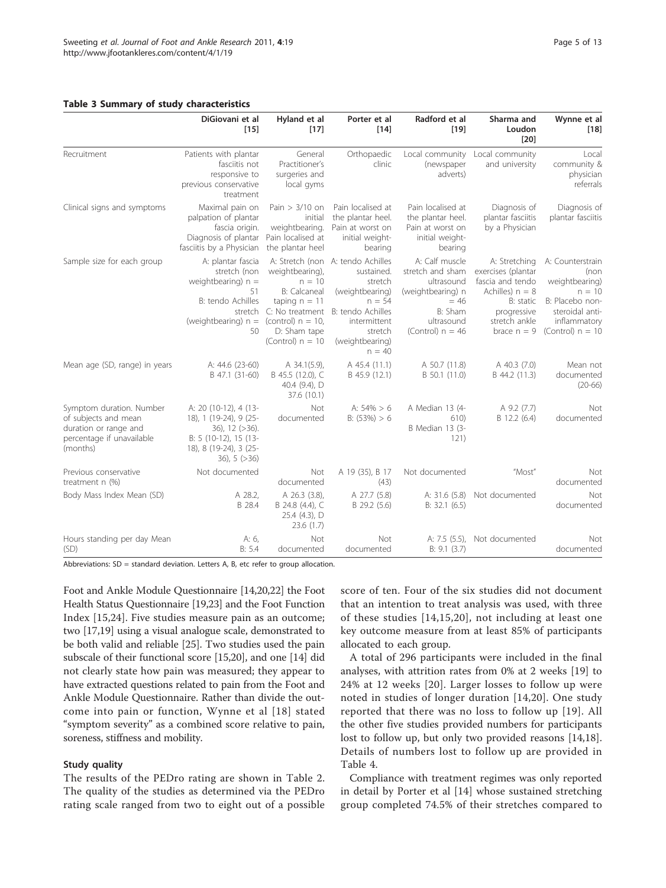**Table 3 Summary of study characteristics**

| | DiGiovani et al [15] | Hyland et al [17] | Porter et al [14] | Radford et al [19] | Sharma and Loudon [20] | Wynne et al [18] |
|---|---|---|---|---|---|---|
| Recruitment | Patients with plantar fasciitis not responsive to previous conservative treatment | General Practitioner's surgeries and local gyms | Orthopaedic clinic | Local community (newspaper adverts) | Local community and university | Local community & physician referrals |
| Clinical signs and symptoms | Maximal pain on palpation of plantar fascia origin. Diagnosis of plantar fasciitis by a Physician | Pain > 3/10 on initial weightbearing. Pain localised at the plantar heel | Pain localised at the plantar heel. Pain at worst on initial weight-bearing | Pain localised at the plantar heel. Pain at worst on initial weight-bearing | Diagnosis of plantar fasciitis by a Physician | Diagnosis of plantar fasciitis |
| Sample size for each group | A: plantar fascia stretch (non weightbearing) n = 51<br>B: tendo Achilles stretch (weightbearing) n = 50 | A: Stretch (non weightbearing), n = 10<br>B: Calcaneal taping n = 11<br>C: No treatment (control) n = 10,<br>D: Sham tape (Control) n = 10 | A: tendo Achilles sustained. stretch (weightbearing) n = 54<br>B: tendo Achilles intermittent stretch (weightbearing) n = 40 | A: Calf muscle stretch and sham ultrasound (weightbearing) n = 46<br>B: Sham ultrasound (Control) n = 46 | A: Stretching exercises (plantar fascia and tendo Achilles) n = 8<br>B: static progressive stretch ankle brace n = 9 | A: Counterstrain (non weightbearing) n = 10<br>B: Placebo non-steroidal anti-inflammatory (Control) n = 10 |
| Mean age (SD, range) in years | A: 44.6 (23-60)<br>B 47.1 (31-60) | A 34.1(5.9), B 45.5 (12.0), C 40.4 (9.4), D 37.6 (10.1) | A 45.4 (11.1)<br>B 45.9 (12.1) | A 50.7 (11.8)<br>B 50.1 (11.0) | A 40.3 (7.0)<br>B 44.2 (11.3) | Mean not documented (20-66) |
| Symptom duration. Number of subjects and mean duration or range and percentage if unavailable (months) | A: 20 (10-12), 4 (13-18), 1 (19-24), 9 (25-36), 12 (>36).<br>B: 5 (10-12), 15 (13-18), 8 (19-24), 3 (25-36), 5 (>36) | Not documented | A: 54% > 6<br>B: (53%) > 6 | A Median 13 (4-610)<br>B Median 13 (3-121) | A 9.2 (7.7)<br>B 12.2 (6.4) | Not documented |
| Previous conservative treatment n (%) | Not documented | Not documented | A 19 (35), B 17 (43) | Not documented | "Most" | Not documented |
| Body Mass Index Mean (SD) | A 28.2,<br>B 28.4 | A 26.3 (3.8), B 24.8 (4.4), C 25.4 (4.3), D 23.6 (1.7) | A 27.7 (5.8)<br>B 29.2 (5.6) | A: 31.6 (5.8)<br>B: 32.1 (6.5) | Not documented | Not documented |
| Hours standing per day Mean (SD) | A: 6,<br>B: 5.4 | Not documented | Not documented | A: 7.5 (5.5),<br>B: 9.1 (3.7) | Not documented | Not documented |

Abbreviations: SD = standard deviation. Letters A, B, etc refer to group allocation.

Foot and Ankle Module Questionnaire [14,20,22] the Foot Health Status Questionnaire [19,23] and the Foot Function Index [15,24]. Five studies measure pain as an outcome; two [17,19] using a visual analogue scale, demonstrated to be both valid and reliable [25]. Two studies used the pain subscale of their functional score [15,20], and one [14] did not clearly state how pain was measured; they appear to have extracted questions related to pain from the Foot and Ankle Module Questionnaire. Rather than divide the outcome into pain or function, Wynne et al [18] stated "symptom severity" as a combined score relative to pain, soreness, stiffness and mobility.

### Study quality

The results of the PEDro rating are shown in Table 2. The quality of the studies as determined via the PEDro rating scale ranged from two to eight out of a possible score of ten. Four of the six studies did not document that an intention to treat analysis was used, with three of these studies [14,15,20], not including at least one key outcome measure from at least 85% of participants allocated to each group.

A total of 296 participants were included in the final analyses, with attrition rates from 0% at 2 weeks [19] to 24% at 12 weeks [20]. Larger losses to follow up were noted in studies of longer duration [14,20]. One study reported that there was no loss to follow up [19]. All the other five studies provided numbers for participants lost to follow up, but only two provided reasons [14,18]. Details of numbers lost to follow up are provided in Table 4.

Compliance with treatment regimes was only reported in detail by Porter et al [14] whose sustained stretching group completed 74.5% of their stretches compared to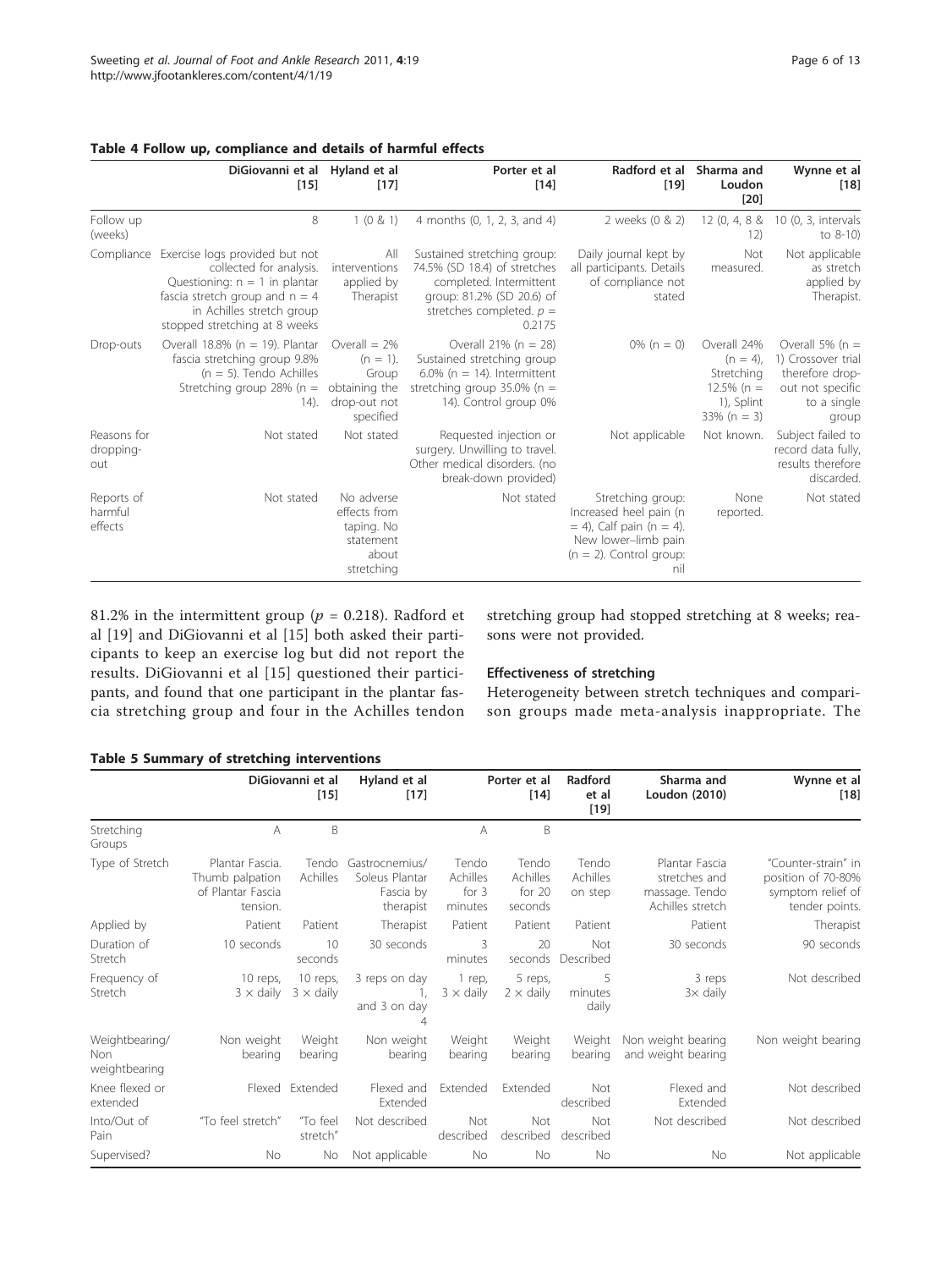**Table 4 Follow up, compliance and details of harmful effects**

| | DiGiovanni et al [15] | Hyland et al [17] | Porter et al [14] | Radford et al [19] | Sharma and Loudon [20] | Wynne et al [18] |
|---|---|---|---|---|---|---|
| Follow up (weeks) | 8 | 1 (0 & 1) | 4 months (0, 1, 2, 3, and 4) | 2 weeks (0 & 2) | 12 (0, 4, 8 & 12) | 10 (0, 3, intervals to 8-10) |
| Compliance | Exercise logs provided but not collected for analysis. Questioning: n = 1 in plantar fascia stretch group and n = 4 in Achilles stretch group stopped stretching at 8 weeks | All interventions applied by Therapist | Sustained stretching group: 74.5% (SD 18.4) of stretches completed. Intermittent group: 81.2% (SD 20.6) of stretches completed. $p = 0.2175$ | Daily journal kept by all participants. Details of compliance not stated | Not measured. | Not applicable as stretch applied by Therapist. |
| Drop-outs | Overall 18.8% (n = 19). Plantar fascia stretching group 9.8% (n = 5). Tendo Achilles Stretching group 28% (n = 14). | Overall = 2% (n = 1). Group obtaining the drop-out not specified | Overall 21% (n = 28) Sustained stretching group 6.0% (n = 14). Intermittent stretching group 35.0% (n = 14). Control group 0% | 0% (n = 0) | Overall 24% (n = 4), Stretching 12.5% (n = 1), Splint 33% (n = 3) | Overall 5% (n = 1) Crossover trial therefore drop-out not specific to a single group |
| Reasons for dropping-out | Not stated | Not stated | Requested injection or surgery. Unwilling to travel. Other medical disorders. (no break-down provided) | Not applicable | Not known. | Subject failed to record data fully, results therefore discarded. |
| Reports of harmful effects | Not stated | No adverse effects from taping. No statement about stretching | Not stated | Stretching group: Increased heel pain (n = 4), Calf pain (n = 4). New lower–limb pain (n = 2). Control group: nil | None reported. | Not stated |

81.2% in the intermittent group ($p = 0.218$). Radford et al [19] and DiGiovanni et al [15] both asked their participants to keep an exercise log but did not report the results. DiGiovanni et al [15] questioned their participants, and found that one participant in the plantar fascia stretching group and four in the Achilles tendon stretching group had stopped stretching at 8 weeks; reasons were not provided.

### Effectiveness of stretching

Heterogeneity between stretch techniques and comparison groups made meta-analysis inappropriate. The

**Table 5 Summary of stretching interventions**

| | DiGiovanni et al [15] | | Hyland et al [17] | Porter et al [14] | | Radford et al [19] | Sharma and Loudon (2010) | Wynne et al [18] |
|---|---|---|---|---|---|---|---|---|
| Stretching Groups | A | B | | A | B | | | |
| Type of Stretch | Plantar Fascia. Thumb palpation of Plantar Fascia tension. | Tendo Achilles | Gastrocnemius/ Soleus Plantar Fascia by therapist | Tendo Achilles for 3 minutes | Tendo Achilles for 20 seconds | Tendo Achilles on step | Plantar Fascia stretches and massage. Tendo Achilles stretch | "Counter-strain" in position of 70-80% symptom relief of tender points. |
| Applied by | Patient | Patient | Therapist | Patient | Patient | Patient | Patient | Therapist |
| Duration of Stretch | 10 seconds | 10 seconds | 30 seconds | 3 minutes | 20 seconds | Not Described | 30 seconds | 90 seconds |
| Frequency of Stretch | 10 reps, 3 × daily | 10 reps, 3 × daily | 3 reps on day 1, and 3 on day 4 | 1 rep, 3 × daily | 5 reps, 2 × daily | 5 minutes daily | 3 reps 3× daily | Not described |
| Weightbearing/ Non weightbearing | Non weight bearing | Weight bearing | Non weight bearing | Weight bearing | Weight bearing | Weight bearing | Non weight bearing and weight bearing | Non weight bearing |
| Knee flexed or extended | Flexed | Extended | Flexed and Extended | Extended | Extended | Not described | Flexed and Extended | Not described |
| Into/Out of Pain | "To feel stretch" | "To feel stretch" | Not described | Not described | Not described | Not described | Not described | Not described |
| Supervised? | No | No | Not applicable | No | No | No | No | Not applicable |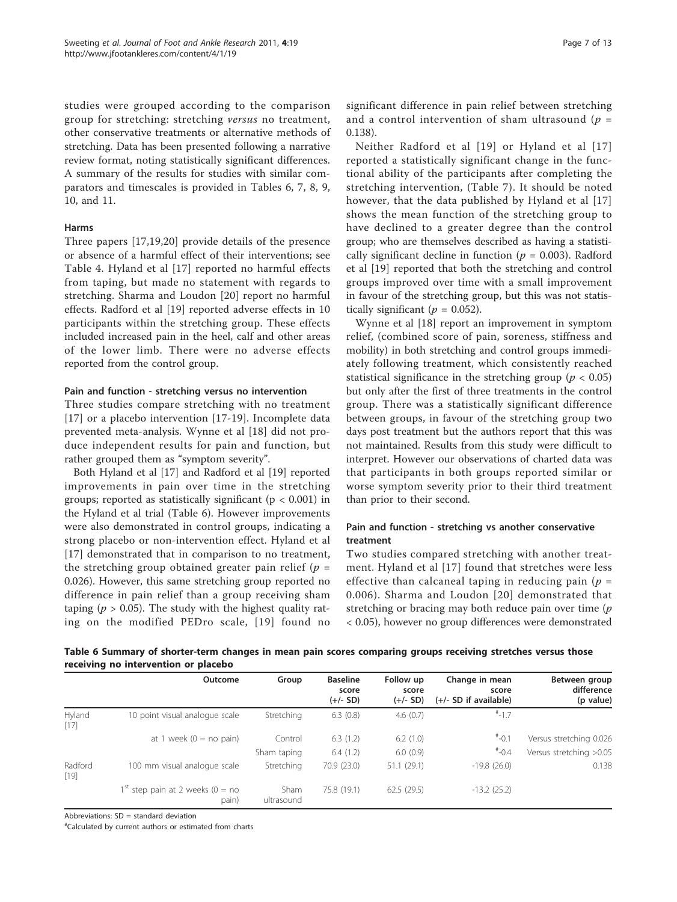studies were grouped according to the comparison group for stretching: stretching *versus* no treatment, other conservative treatments or alternative methods of stretching. Data has been presented following a narrative review format, noting statistically significant differences. A summary of the results for studies with similar comparators and timescales is provided in Tables 6, 7, 8, 9, 10, and 11.

### Harms

Three papers [17,19,20] provide details of the presence or absence of a harmful effect of their interventions; see Table 4. Hyland et al [17] reported no harmful effects from taping, but made no statement with regards to stretching. Sharma and Loudon [20] report no harmful effects. Radford et al [19] reported adverse effects in 10 participants within the stretching group. These effects included increased pain in the heel, calf and other areas of the lower limb. There were no adverse effects reported from the control group.

### Pain and function - stretching versus no intervention

Three studies compare stretching with no treatment [17] or a placebo intervention [17-19]. Incomplete data prevented meta-analysis. Wynne et al [18] did not produce independent results for pain and function, but rather grouped them as "symptom severity".

Both Hyland et al [17] and Radford et al [19] reported improvements in pain over time in the stretching groups; reported as statistically significant ($p < 0.001$) in the Hyland et al trial (Table 6). However improvements were also demonstrated in control groups, indicating a strong placebo or non-intervention effect. Hyland et al [17] demonstrated that in comparison to no treatment, the stretching group obtained greater pain relief ($p = 0.026$). However, this same stretching group reported no difference in pain relief than a group receiving sham taping ($p > 0.05$). The study with the highest quality rating on the modified PEDro scale, [19] found no significant difference in pain relief between stretching and a control intervention of sham ultrasound ($p = 0.138$).

Neither Radford et al [19] or Hyland et al [17] reported a statistically significant change in the functional ability of the participants after completing the stretching intervention, (Table 7). It should be noted however, that the data published by Hyland et al [17] shows the mean function of the stretching group to have declined to a greater degree than the control group; who are themselves described as having a statistically significant decline in function ($p = 0.003$). Radford et al [19] reported that both the stretching and control groups improved over time with a small improvement in favour of the stretching group, but this was not statistically significant ($p = 0.052$).

Wynne et al [18] report an improvement in symptom relief, (combined score of pain, soreness, stiffness and mobility) in both stretching and control groups immediately following treatment, which consistently reached statistical significance in the stretching group ($p < 0.05$) but only after the first of three treatments in the control group. There was a statistically significant difference between groups, in favour of the stretching group two days post treatment but the authors report that this was not maintained. Results from this study were difficult to interpret. However our observations of charted data was that participants in both groups reported similar or worse symptom severity prior to their third treatment than prior to their second.

### Pain and function - stretching vs another conservative treatment

Two studies compared stretching with another treatment. Hyland et al [17] found that stretches were less effective than calcaneal taping in reducing pain ($p = 0.006$). Sharma and Loudon [20] demonstrated that stretching or bracing may both reduce pain over time ($p < 0.05$), however no group differences were demonstrated

**Table 6 Summary of shorter-term changes in mean pain scores comparing groups receiving stretches versus those receiving no intervention or placebo**

| | Outcome | Group | Baseline score (+/- SD) | Follow up score (+/- SD) | Change in mean score (+/- SD if available) | Between group difference (p value) |
|---|---|---|---|---|---|---|
| Hyland [17] | 10 point visual analogue scale | Stretching | 6.3 (0.8) | 4.6 (0.7) | #-1.7 | |
| | at 1 week (0 = no pain) | Control | 6.3 (1.2) | 6.2 (1.0) | #-0.1 | Versus stretching 0.026 |
| | | Sham taping | 6.4 (1.2) | 6.0 (0.9) | #-0.4 | Versus stretching >0.05 |
| Radford [19] | 100 mm visual analogue scale | Stretching | 70.9 (23.0) | 51.1 (29.1) | -19.8 (26.0) | 0.138 |
| | 1st step pain at 2 weeks (0 = no pain) | Sham ultrasound | 75.8 (19.1) | 62.5 (29.5) | -13.2 (25.2) | |

Abbreviations: SD = standard deviation

#Calculated by current authors or estimated from charts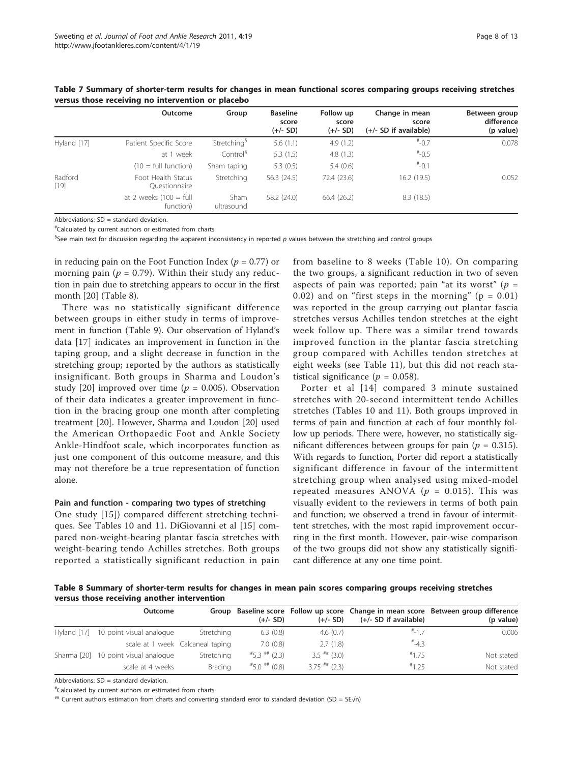**Table 7 Summary of shorter-term results for changes in mean functional scores comparing groups receiving stretches versus those receiving no intervention or placebo**

| | Outcome | Group | Baseline score (+/- SD) | Follow up score (+/- SD) | Change in mean score (+/- SD if available) | Between group difference (p value) |
|---|---|---|---|---|---|---|
| Hyland [17] | Patient Specific Score | Stretching[§] | 5.6 (1.1) | 4.9 (1.2) | [#]-0.7 | 0.078 |
| | at 1 week | Control[§] | 5.3 (1.5) | 4.8 (1.3) | [#]-0.5 | |
| | (10 = full function) | Sham taping | 5.3 (0.5) | 5.4 (0.6) | [#]-0.1 | |
| Radford [19] | Foot Health Status Questionnaire | Stretching | 56.3 (24.5) | 72.4 (23.6) | 16.2 (19.5) | 0.052 |
| | at 2 weeks (100 = full function) | Sham ultrasound | 58.2 (24.0) | 66.4 (26.2) | 8.3 (18.5) | |

Abbreviations: SD = standard deviation.

[#]Calculated by current authors or estimated from charts

[§]See main text for discussion regarding the apparent inconsistency in reported *p* values between the stretching and control groups

in reducing pain on the Foot Function Index ($p = 0.77$) or morning pain ($p = 0.79$). Within their study any reduction in pain due to stretching appears to occur in the first month [20] (Table 8).

There was no statistically significant difference between groups in either study in terms of improvement in function (Table 9). Our observation of Hyland's data [17] indicates an improvement in function in the taping group, and a slight decrease in function in the stretching group; reported by the authors as statistically insignificant. Both groups in Sharma and Loudon's study [20] improved over time ($p = 0.005$). Observation of their data indicates a greater improvement in function in the bracing group one month after completing treatment [20]. However, Sharma and Loudon [20] used the American Orthopaedic Foot and Ankle Society Ankle-Hindfoot scale, which incorporates function as just one component of this outcome measure, and this may not therefore be a true representation of function alone.

#### Pain and function - comparing two types of stretching

One study [15]) compared different stretching techniques. See Tables 10 and 11. DiGiovanni et al [15] compared non-weight-bearing plantar fascia stretches with weight-bearing tendo Achilles stretches. Both groups reported a statistically significant reduction in pain from baseline to 8 weeks (Table 10). On comparing the two groups, a significant reduction in two of seven aspects of pain was reported; pain "at its worst" ($p = 0.02$) and on "first steps in the morning" ($p = 0.01$) was reported in the group carrying out plantar fascia stretches versus Achilles tendon stretches at the eight week follow up. There was a similar trend towards improved function in the plantar fascia stretching group compared with Achilles tendon stretches at eight weeks (see Table 11), but this did not reach statistical significance ($p = 0.058$).

Porter et al [14] compared 3 minute sustained stretches with 20-second intermittent tendo Achilles stretches (Tables 10 and 11). Both groups improved in terms of pain and function at each of four monthly follow up periods. There were, however, no statistically significant differences between groups for pain ($p = 0.315$). With regards to function, Porter did report a statistically significant difference in favour of the intermittent stretching group when analysed using mixed-model repeated measures ANOVA ($p = 0.015$). This was visually evident to the reviewers in terms of both pain and function; we observed a trend in favour of intermittent stretches, with the most rapid improvement occurring in the first month. However, pair-wise comparison of the two groups did not show any statistically significant difference at any one time point.

**Table 8 Summary of shorter-term results for changes in mean pain scores comparing groups receiving stretches versus those receiving another intervention**

| | Outcome | Group | Baseline score (+/- SD) | Follow up score (+/- SD) | Change in mean score (+/- SD if available) | Between group difference (p value) |
|---|---|---|---|---|---|---|
| Hyland [17] | 10 point visual analogue | Stretching | 6.3 (0.8) | 4.6 (0.7) | [#]-1.7 | 0.006 |
| | scale at 1 week | Calcaneal taping | 7.0 (0.8) | 2.7 (1.8) | [#]-4.3 | |
| Sharma [20] | 10 point visual analogue | Stretching | [#]5.3 [##] (2.3) | 3.5 [##] (3.0) | [#]1.75 | Not stated |
| | scale at 4 weeks | Bracing | [#]5.0 [##] (0.8) | 3.75 [##] (2.3) | [#]1.25 | Not stated |

Abbreviations: SD = standard deviation.

[#]Calculated by current authors or estimated from charts

[##] Current authors estimation from charts and converting standard error to standard deviation (SD = SE√n)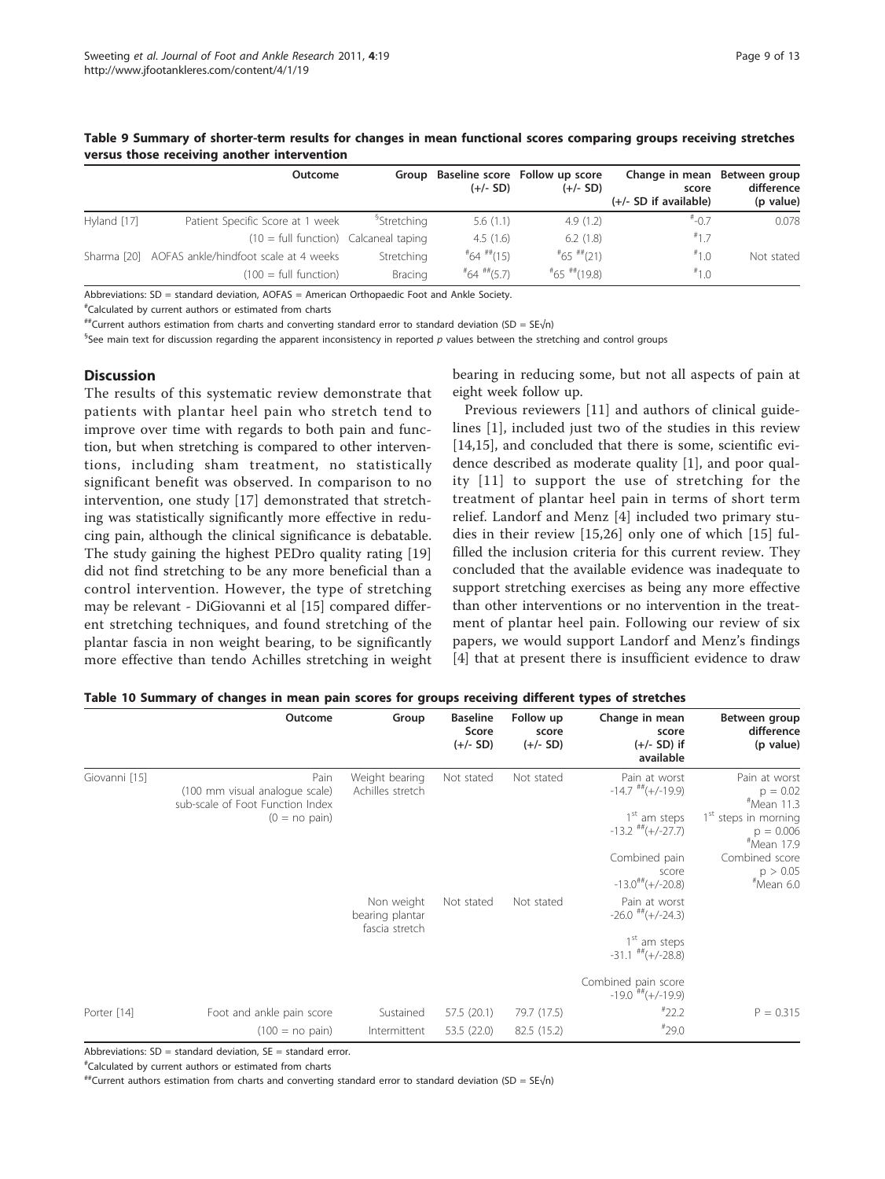**Table 9 Summary of shorter-term results for changes in mean functional scores comparing groups receiving stretches versus those receiving another intervention**

| | Outcome | Group | Baseline score (+/- SD) | Follow up score (+/- SD) | Change in mean score (+/- SD if available) | Between group difference (p value) |
|---|---|---|---|---|---|---|
| Hyland [17] | Patient Specific Score at 1 week | [§]Stretching | 5.6 (1.1) | 4.9 (1.2) | [#]-0.7 | 0.078 |
| | (10 = full function) | Calcaneal taping | 4.5 (1.6) | 6.2 (1.8) | [#]1.7 | |
| Sharma [20] | AOFAS ankle/hindfoot scale at 4 weeks | Stretching | [#]64 [##](15) | [#]65 [##](21) | [#]1.0 | Not stated |
| | (100 = full function) | Bracing | [#]64 [##](5.7) | [#]65 [##](19.8) | [#]1.0 | |

Abbreviations: SD = standard deviation, AOFAS = American Orthopaedic Foot and Ankle Society.

[#]Calculated by current authors or estimated from charts

[##]Current authors estimation from charts and converting standard error to standard deviation ($SD = SE\sqrt{n}$)

[§]See main text for discussion regarding the apparent inconsistency in reported *p* values between the stretching and control groups

## Discussion

The results of this systematic review demonstrate that patients with plantar heel pain who stretch tend to improve over time with regards to both pain and function, but when stretching is compared to other interventions, including sham treatment, no statistically significant benefit was observed. In comparison to no intervention, one study [17] demonstrated that stretching was statistically significantly more effective in reducing pain, although the clinical significance is debatable. The study gaining the highest PEDro quality rating [19] did not find stretching to be any more beneficial than a control intervention. However, the type of stretching may be relevant - DiGiovanni et al [15] compared different stretching techniques, and found stretching of the plantar fascia in non weight bearing, to be significantly more effective than tendo Achilles stretching in weight bearing in reducing some, but not all aspects of pain at eight week follow up.

Previous reviewers [11] and authors of clinical guidelines [1], included just two of the studies in this review [14,15], and concluded that there is some, scientific evidence described as moderate quality [1], and poor quality [11] to support the use of stretching for the treatment of plantar heel pain in terms of short term relief. Landorf and Menz [4] included two primary studies in their review [15,26] only one of which [15] fulfilled the inclusion criteria for this current review. They concluded that the available evidence was inadequate to support stretching exercises as being any more effective than other interventions or no intervention in the treatment of plantar heel pain. Following our review of six papers, we would support Landorf and Menz's findings [4] that at present there is insufficient evidence to draw

**Table 10 Summary of changes in mean pain scores for groups receiving different types of stretches**

| | Outcome | Group | Baseline Score (+/- SD) | Follow up score (+/- SD) | Change in mean score (+/- SD) if available | Between group difference (p value) |
|---|---|---|---|---|---|---|
| Giovanni [15] | Pain (100 mm visual analogue scale) sub-scale of Foot Function Index (0 = no pain) | Weight bearing Achilles stretch | Not stated | Not stated | Pain at worst -14.7 [##](+/-19.9) | Pain at worst $p = 0.02$ [#]Mean 11.3 |
| | | | | | 1[st] am steps -13.2 [##](+/-27.7) | 1[st] steps in morning $p = 0.006$ [#]Mean 17.9 |
| | | | | | Combined pain score -13.0[##](+/-20.8) | Combined score $p > 0.05$ [#]Mean 6.0 |
| | | Non weight bearing plantar fascia stretch | Not stated | Not stated | Pain at worst -26.0 [##](+/-24.3) | |
| | | | | | 1[st] am steps -31.1 [##](+/-28.8) | |
| | | | | | Combined pain score -19.0 [##](+/-19.9) | |
| Porter [14] | Foot and ankle pain score | Sustained | 57.5 (20.1) | 79.7 (17.5) | [#]22.2 | $P = 0.315$ |
| | (100 = no pain) | Intermittent | 53.5 (22.0) | 82.5 (15.2) | [#]29.0 | |

Abbreviations: SD = standard deviation, SE = standard error.

[#]Calculated by current authors or estimated from charts

[##]Current authors estimation from charts and converting standard error to standard deviation ($SD = SE\sqrt{n}$)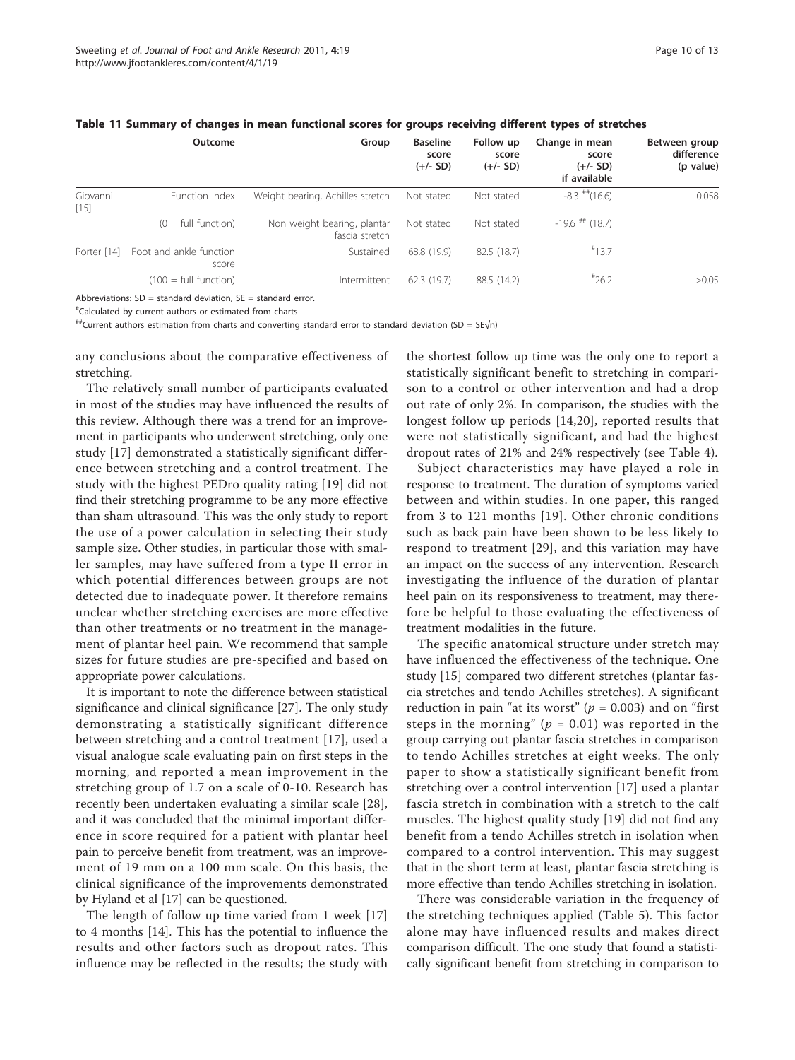**Table 11 Summary of changes in mean functional scores for groups receiving different types of stretches**

| | Outcome | Group | Baseline score (+/- SD) | Follow up score (+/- SD) | Change in mean score (+/- SD) if available | Between group difference (p value) |
|---|---|---|---|---|---|---|
| Giovanni [15] | Function Index | Weight bearing, Achilles stretch | Not stated | Not stated | -8.3 [##](16.6) | 0.058 |
| | (0 = full function) | Non weight bearing, plantar fascia stretch | Not stated | Not stated | -19.6 [##] (18.7) | |
| Porter [14] | Foot and ankle function score | Sustained | 68.8 (19.9) | 82.5 (18.7) | [#]13.7 | |
| | (100 = full function) | Intermittent | 62.3 (19.7) | 88.5 (14.2) | [#]26.2 | >0.05 |

Abbreviations: SD = standard deviation, SE = standard error.

[#]Calculated by current authors or estimated from charts

[##]Current authors estimation from charts and converting standard error to standard deviation (SD = SE√n)

any conclusions about the comparative effectiveness of stretching.

The relatively small number of participants evaluated in most of the studies may have influenced the results of this review. Although there was a trend for an improvement in participants who underwent stretching, only one study [17] demonstrated a statistically significant difference between stretching and a control treatment. The study with the highest PEDro quality rating [19] did not find their stretching programme to be any more effective than sham ultrasound. This was the only study to report the use of a power calculation in selecting their study sample size. Other studies, in particular those with smaller samples, may have suffered from a type II error in which potential differences between groups are not detected due to inadequate power. It therefore remains unclear whether stretching exercises are more effective than other treatments or no treatment in the management of plantar heel pain. We recommend that sample sizes for future studies are pre-specified and based on appropriate power calculations.

It is important to note the difference between statistical significance and clinical significance [27]. The only study demonstrating a statistically significant difference between stretching and a control treatment [17], used a visual analogue scale evaluating pain on first steps in the morning, and reported a mean improvement in the stretching group of 1.7 on a scale of 0-10. Research has recently been undertaken evaluating a similar scale [28], and it was concluded that the minimal important difference in score required for a patient with plantar heel pain to perceive benefit from treatment, was an improvement of 19 mm on a 100 mm scale. On this basis, the clinical significance of the improvements demonstrated by Hyland et al [17] can be questioned.

The length of follow up time varied from 1 week [17] to 4 months [14]. This has the potential to influence the results and other factors such as dropout rates. This influence may be reflected in the results; the study with the shortest follow up time was the only one to report a statistically significant benefit to stretching in comparison to a control or other intervention and had a drop out rate of only 2%. In comparison, the studies with the longest follow up periods [14,20], reported results that were not statistically significant, and had the highest dropout rates of 21% and 24% respectively (see Table 4).

Subject characteristics may have played a role in response to treatment. The duration of symptoms varied between and within studies. In one paper, this ranged from 3 to 121 months [19]. Other chronic conditions such as back pain have been shown to be less likely to respond to treatment [29], and this variation may have an impact on the success of any intervention. Research investigating the influence of the duration of plantar heel pain on its responsiveness to treatment, may therefore be helpful to those evaluating the effectiveness of treatment modalities in the future.

The specific anatomical structure under stretch may have influenced the effectiveness of the technique. One study [15] compared two different stretches (plantar fascia stretches and tendo Achilles stretches). A significant reduction in pain "at its worst" ($p = 0.003$) and on "first steps in the morning" ($p = 0.01$) was reported in the group carrying out plantar fascia stretches in comparison to tendo Achilles stretches at eight weeks. The only paper to show a statistically significant benefit from stretching over a control intervention [17] used a plantar fascia stretch in combination with a stretch to the calf muscles. The highest quality study [19] did not find any benefit from a tendo Achilles stretch in isolation when compared to a control intervention. This may suggest that in the short term at least, plantar fascia stretching is more effective than tendo Achilles stretching in isolation.

There was considerable variation in the frequency of the stretching techniques applied (Table 5). This factor alone may have influenced results and makes direct comparison difficult. The one study that found a statistically significant benefit from stretching in comparison to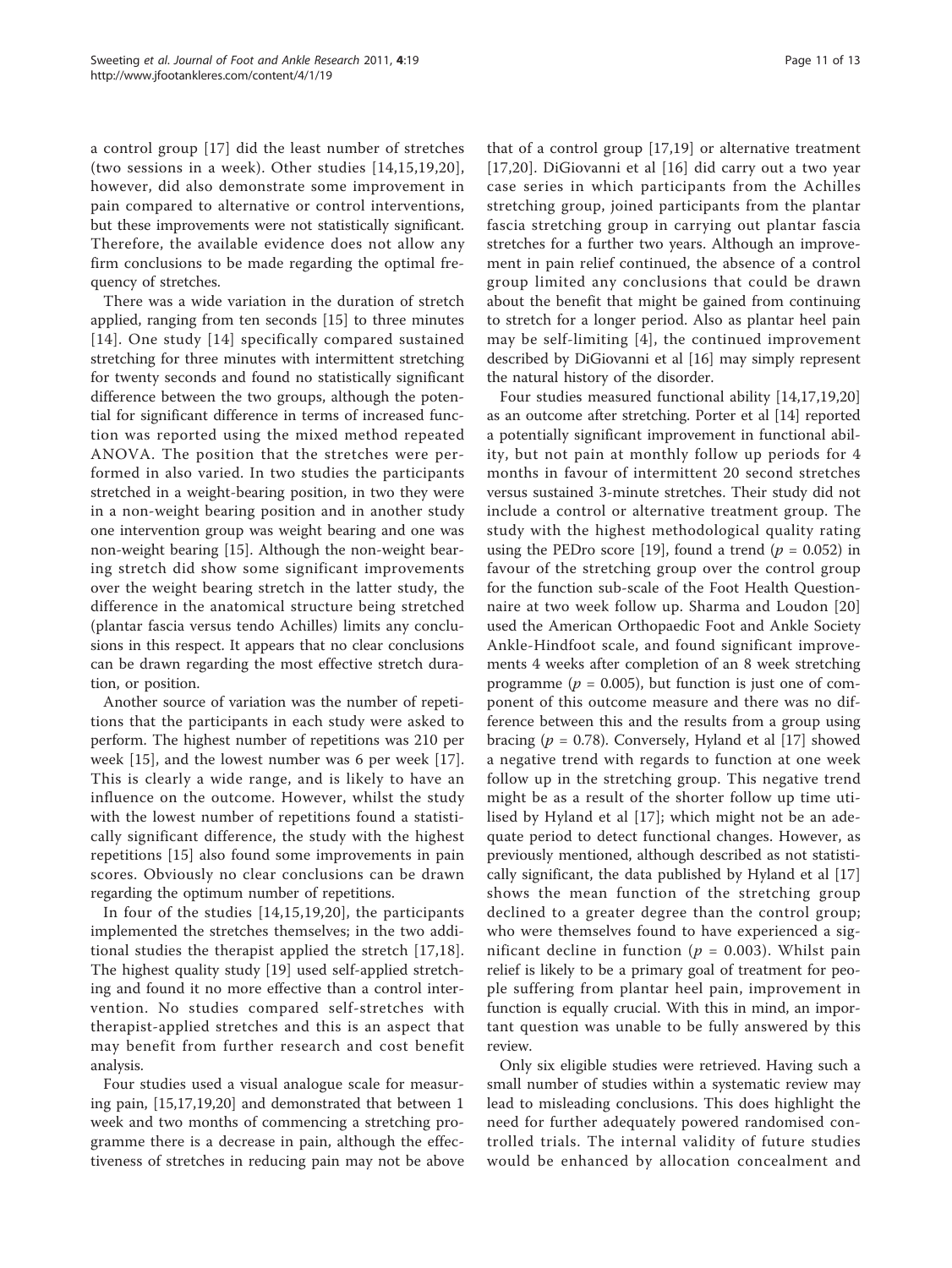a control group [17] did the least number of stretches (two sessions in a week). Other studies [14,15,19,20], however, did also demonstrate some improvement in pain compared to alternative or control interventions, but these improvements were not statistically significant. Therefore, the available evidence does not allow any firm conclusions to be made regarding the optimal frequency of stretches.

There was a wide variation in the duration of stretch applied, ranging from ten seconds [15] to three minutes [14]. One study [14] specifically compared sustained stretching for three minutes with intermittent stretching for twenty seconds and found no statistically significant difference between the two groups, although the potential for significant difference in terms of increased function was reported using the mixed method repeated ANOVA. The position that the stretches were performed in also varied. In two studies the participants stretched in a weight-bearing position, in two they were in a non-weight bearing position and in another study one intervention group was weight bearing and one was non-weight bearing [15]. Although the non-weight bearing stretch did show some significant improvements over the weight bearing stretch in the latter study, the difference in the anatomical structure being stretched (plantar fascia versus tendo Achilles) limits any conclusions in this respect. It appears that no clear conclusions can be drawn regarding the most effective stretch duration, or position.

Another source of variation was the number of repetitions that the participants in each study were asked to perform. The highest number of repetitions was 210 per week [15], and the lowest number was 6 per week [17]. This is clearly a wide range, and is likely to have an influence on the outcome. However, whilst the study with the lowest number of repetitions found a statistically significant difference, the study with the highest repetitions [15] also found some improvements in pain scores. Obviously no clear conclusions can be drawn regarding the optimum number of repetitions.

In four of the studies [14,15,19,20], the participants implemented the stretches themselves; in the two additional studies the therapist applied the stretch [17,18]. The highest quality study [19] used self-applied stretching and found it no more effective than a control intervention. No studies compared self-stretches with therapist-applied stretches and this is an aspect that may benefit from further research and cost benefit analysis.

Four studies used a visual analogue scale for measuring pain, [15,17,19,20] and demonstrated that between 1 week and two months of commencing a stretching programme there is a decrease in pain, although the effectiveness of stretches in reducing pain may not be above that of a control group [17,19] or alternative treatment [17,20]. DiGiovanni et al [16] did carry out a two year case series in which participants from the Achilles stretching group, joined participants from the plantar fascia stretching group in carrying out plantar fascia stretches for a further two years. Although an improvement in pain relief continued, the absence of a control group limited any conclusions that could be drawn about the benefit that might be gained from continuing to stretch for a longer period. Also as plantar heel pain may be self-limiting [4], the continued improvement described by DiGiovanni et al [16] may simply represent the natural history of the disorder.

Four studies measured functional ability [14,17,19,20] as an outcome after stretching. Porter et al [14] reported a potentially significant improvement in functional ability, but not pain at monthly follow up periods for 4 months in favour of intermittent 20 second stretches versus sustained 3-minute stretches. Their study did not include a control or alternative treatment group. The study with the highest methodological quality rating using the PEDro score [19], found a trend ($p = 0.052$) in favour of the stretching group over the control group for the function sub-scale of the Foot Health Questionnaire at two week follow up. Sharma and Loudon [20] used the American Orthopaedic Foot and Ankle Society Ankle-Hindfoot scale, and found significant improvements 4 weeks after completion of an 8 week stretching programme ($p = 0.005$), but function is just one of component of this outcome measure and there was no difference between this and the results from a group using bracing ($p = 0.78$). Conversely, Hyland et al [17] showed a negative trend with regards to function at one week follow up in the stretching group. This negative trend might be as a result of the shorter follow up time utilised by Hyland et al [17]; which might not be an adequate period to detect functional changes. However, as previously mentioned, although described as not statistically significant, the data published by Hyland et al [17] shows the mean function of the stretching group declined to a greater degree than the control group; who were themselves found to have experienced a significant decline in function ($p = 0.003$). Whilst pain relief is likely to be a primary goal of treatment for people suffering from plantar heel pain, improvement in function is equally crucial. With this in mind, an important question was unable to be fully answered by this review.

Only six eligible studies were retrieved. Having such a small number of studies within a systematic review may lead to misleading conclusions. This does highlight the need for further adequately powered randomised controlled trials. The internal validity of future studies would be enhanced by allocation concealment and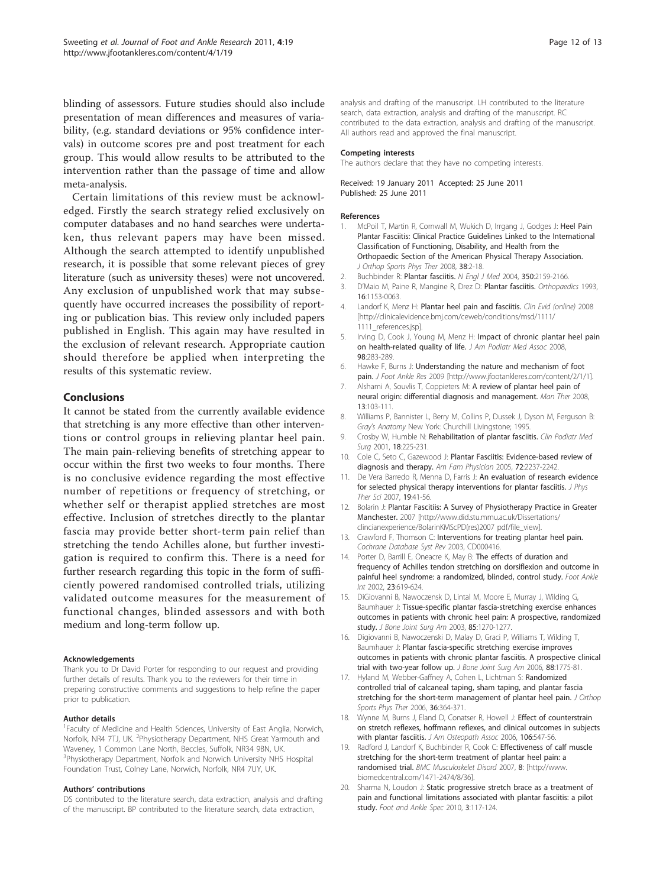blinding of assessors. Future studies should also include presentation of mean differences and measures of variability, (e.g. standard deviations or 95% confidence intervals) in outcome scores pre and post treatment for each group. This would allow results to be attributed to the intervention rather than the passage of time and allow meta-analysis.

Certain limitations of this review must be acknowledged. Firstly the search strategy relied exclusively on computer databases and no hand searches were undertaken, thus relevant papers may have been missed. Although the search attempted to identify unpublished research, it is possible that some relevant pieces of grey literature (such as university theses) were not uncovered. Any exclusion of unpublished work that may subsequently have occurred increases the possibility of reporting or publication bias. This review only included papers published in English. This again may have resulted in the exclusion of relevant research. Appropriate caution should therefore be applied when interpreting the results of this systematic review.

## Conclusions

It cannot be stated from the currently available evidence that stretching is any more effective than other interventions or control groups in relieving plantar heel pain. The main pain-relieving benefits of stretching appear to occur within the first two weeks to four months. There is no conclusive evidence regarding the most effective number of repetitions or frequency of stretching, or whether self or therapist applied stretches are most effective. Inclusion of stretches directly to the plantar fascia may provide better short-term pain relief than stretching the tendo Achilles alone, but further investigation is required to confirm this. There is a need for further research regarding this topic in the form of sufficiently powered randomised controlled trials, utilizing validated outcome measures for the measurement of functional changes, blinded assessors and with both medium and long-term follow up.

#### Acknowledgements

Thank you to Dr David Porter for responding to our request and providing further details of results. Thank you to the reviewers for their time in preparing constructive comments and suggestions to help refine the paper prior to publication.

#### Author details

[1]Faculty of Medicine and Health Sciences, University of East Anglia, Norwich, Norfolk, NR4 7TJ, UK. [2]Physiotherapy Department, NHS Great Yarmouth and Waveney, 1 Common Lane North, Beccles, Suffolk, NR34 9BN, UK. [3]Physiotherapy Department, Norfolk and Norwich University NHS Hospital Foundation Trust, Colney Lane, Norwich, Norfolk, NR4 7UY, UK.

#### Authors' contributions

DS contributed to the literature search, data extraction, analysis and drafting of the manuscript. BP contributed to the literature search, data extraction, analysis and drafting of the manuscript. LH contributed to the literature search, data extraction, analysis and drafting of the manuscript. RC contributed to the data extraction, analysis and drafting of the manuscript. All authors read and approved the final manuscript.

#### Competing interests

The authors declare that they have no competing interests.

Received: 19 January 2011 Accepted: 25 June 2011
Published: 25 June 2011

#### References

1. McPoil T, Martin R, Cornwall M, Wukich D, Irrgang J, Godges J: **Heel Pain Plantar Fasciitis: Clinical Practice Guidelines Linked to the International Classification of Functioning, Disability, and Health from the Orthopaedic Section of the American Physical Therapy Association.** *J Orthop Sports Phys Ther* 2008, **38**:2-18.
2. Buchbinder R: **Plantar fasciitis.** *N Engl J Med* 2004, **350**:2159-2166.
3. D'Maio M, Paine R, Mangine R, Drez D: **Plantar fasciitis.** *Orthopaedics* 1993, **16**:1153-0063.
4. Landorf K, Menz H: **Plantar heel pain and fasciitis.** *Clin Evid (online)* 2008 [http://clinicalevidence.bmj.com/ceweb/conditions/msd/1111/1111_references.jsp].
5. Irving D, Cook J, Young M, Menz H: **Impact of chronic plantar heel pain on health-related quality of life.** *J Am Podiatr Med Assoc* 2008, **98**:283-289.
6. Hawke F, Burns J: **Understanding the nature and mechanism of foot pain.** *J Foot Ankle Res* 2009 [http://www.jfootankleres.com/content/2/1/1].
7. Alshami A, Souvlis T, Coppieters M: **A review of plantar heel pain of neural origin: differential diagnosis and management.** *Man Ther* 2008, **13**:103-111.
8. Williams P, Bannister L, Berry M, Collins P, Dussek J, Dyson M, Ferguson B: *Gray's Anatomy* New York: Churchill Livingstone; 1995.
9. Crosby W, Humble N: **Rehabilitation of plantar fasciitis.** *Clin Podiatr Med Surg* 2001, **18**:225-231.
10. Cole C, Seto C, Gazewood J: **Plantar Fasciitis: Evidence-based review of diagnosis and therapy.** *Am Fam Physician* 2005, **72**:2237-2242.
11. De Vera Barredo R, Menna D, Farris J: **An evaluation of research evidence for selected physical therapy interventions for plantar fasciitis.** *J Phys Ther Sci* 2007, **19**:41-56.
12. Bolarin J: **Plantar Fascitiis: A Survey of Physiotherapy Practice in Greater Manchester.** 2007 [http://www.did.stu.mmu.ac.uk/Dissertations/clincianexperience/BolarinKMScPD(res)2007 pdf/file_view].
13. Crawford F, Thomson C: **Interventions for treating plantar heel pain.** *Cochrane Database Syst Rev* 2003, CD000416.
14. Porter D, Barrill E, Oneacre K, May B: **The effects of duration and frequency of Achilles tendon stretching on dorsiflexion and outcome in painful heel syndrome: a randomized, blinded, control study.** *Foot Ankle Int* 2002, **23**:619-624.
15. DiGiovanni B, Nawoczensk D, Lintal M, Moore E, Murray J, Wilding G, Baumhauer J: **Tissue-specific plantar fascia-stretching exercise enhances outcomes in patients with chronic heel pain: A prospective, randomized study.** *J Bone Joint Surg Am* 2003, **85**:1270-1277.
16. Digiovanni B, Nawoczenski D, Malay D, Graci P, Williams T, Wilding T, Baumhauer J: **Plantar fascia-specific stretching exercise improves outcomes in patients with chronic plantar fasciitis. A prospective clinical trial with two-year follow up.** *J Bone Joint Surg Am* 2006, **88**:1775-81.
17. Hyland M, Webber-Gaffney A, Cohen L, Lichtman S: **Randomized controlled trial of calcaneal taping, sham taping, and plantar fascia stretching for the short-term management of plantar heel pain.** *J Orthop Sports Phys Ther* 2006, **36**:364-371.
18. Wynne M, Burns J, Eland D, Conatser R, Howell J: **Effect of counterstrain on stretch reflexes, hoffmann reflexes, and clinical outcomes in subjects with plantar fasciitis.** *J Am Osteopath Assoc* 2006, **106**:547-56.
19. Radford J, Landorf K, Buchbinder R, Cook C: **Effectiveness of calf muscle stretching for the short-term treatment of plantar heel pain: a randomised trial.** *BMC Musculoskelet Disord* 2007, **8**: [http://www.biomedcentral.com/1471-2474/8/36].
20. Sharma N, Loudon J: **Static progressive stretch brace as a treatment of pain and functional limitations associated with plantar fasciitis: a pilot study.** *Foot and Ankle Spec* 2010, **3**:117-124.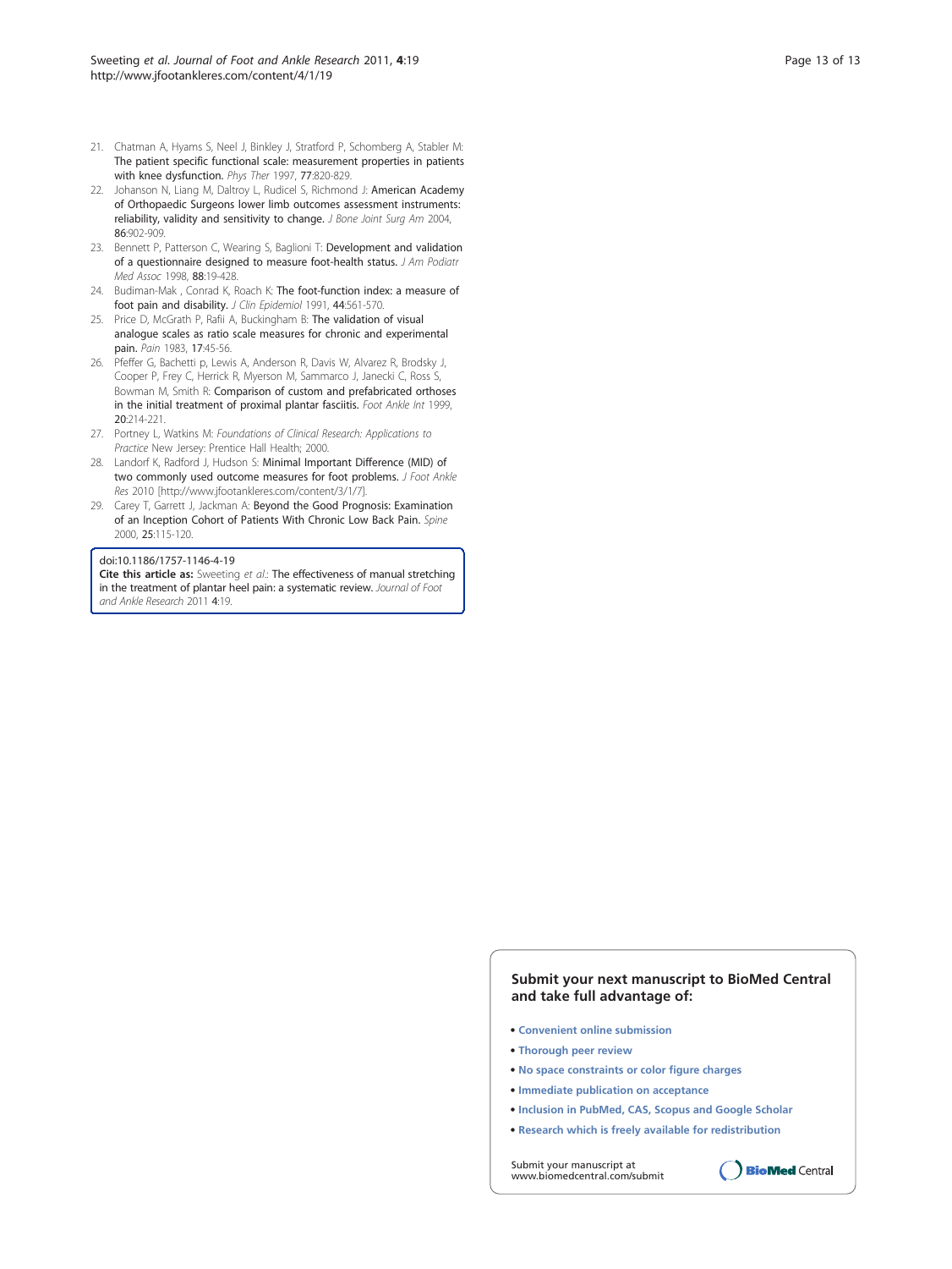21. Chatman A, Hyams S, Neel J, Binkley J, Stratford P, Schomberg A, Stabler M: The patient specific functional scale: measurement properties in patients with knee dysfunction. *Phys Ther* 1997, **77**:820-829.
22. Johanson N, Liang M, Daltroy L, Rudicel S, Richmond J: American Academy of Orthopaedic Surgeons lower limb outcomes assessment instruments: reliability, validity and sensitivity to change. *J Bone Joint Surg Am* 2004, **86**:902-909.
23. Bennett P, Patterson C, Wearing S, Baglioni T: Development and validation of a questionnaire designed to measure foot-health status. *J Am Podiatr Med Assoc* 1998, **88**:19-428.
24. Budiman-Mak , Conrad K, Roach K: The foot-function index: a measure of foot pain and disability. *J Clin Epidemiol* 1991, **44**:561-570.
25. Price D, McGrath P, Rafii A, Buckingham B: The validation of visual analogue scales as ratio scale measures for chronic and experimental pain. *Pain* 1983, **17**:45-56.
26. Pfeffer G, Bachetti p, Lewis A, Anderson R, Davis W, Alvarez R, Brodsky J, Cooper P, Frey C, Herrick R, Myerson M, Sammarco J, Janecki C, Ross S, Bowman M, Smith R: Comparison of custom and prefabricated orthoses in the initial treatment of proximal plantar fasciitis. *Foot Ankle Int* 1999, **20**:214-221.
27. Portney L, Watkins M: *Foundations of Clinical Research: Applications to Practice* New Jersey: Prentice Hall Health; 2000.
28. Landorf K, Radford J, Hudson S: Minimal Important Difference (MID) of two commonly used outcome measures for foot problems. *J Foot Ankle Res* 2010 [http://www.jfootankleres.com/content/3/1/7].
29. Carey T, Garrett J, Jackman A: Beyond the Good Prognosis: Examination of an Inception Cohort of Patients With Chronic Low Back Pain. *Spine* 2000, **25**:115-120.

doi:10.1186/1757-1146-4-19

**Cite this article as:** Sweeting *et al.*: The effectiveness of manual stretching in the treatment of plantar heel pain: a systematic review. *Journal of Foot and Ankle Research* 2011 **4**:19.

**Submit your next manuscript to BioMed Central and take full advantage of:**

- Convenient online submission
- Thorough peer review
- No space constraints or color figure charges
- Immediate publication on acceptance
- Inclusion in PubMed, CAS, Scopus and Google Scholar
- Research which is freely available for redistribution

Submit your manuscript at www.biomedcentral.com/submit

BioMed Central